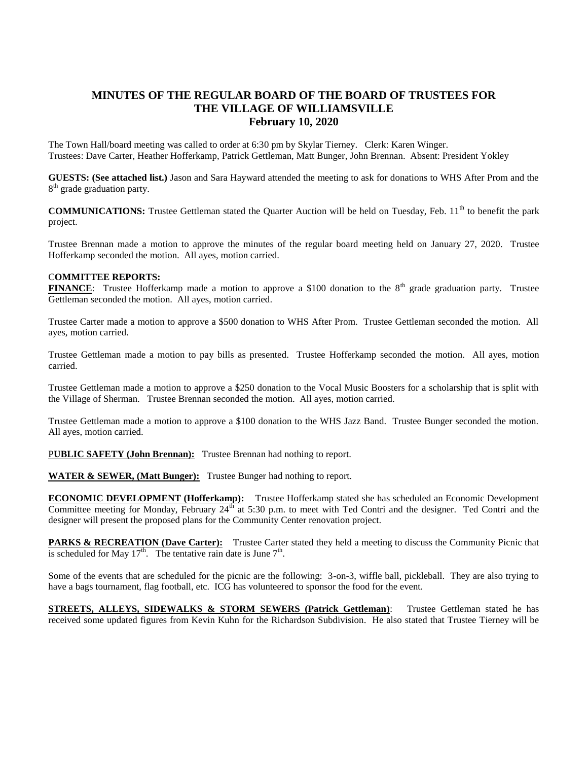# MINUTES OF THE REGULAR BOARD OF THE BOARD OF TRUSTEES FOR THE VILLAGE OF WILLIAMSVILLE
## February 10, 2020

The Town Hall/board meeting was called to order at 6:30 pm by Skylar Tierney. Clerk: Karen Winger. Trustees: Dave Carter, Heather Hofferkamp, Patrick Gettleman, Matt Bunger, John Brennan. Absent: President Yokley

**GUESTS: (See attached list.)** Jason and Sara Hayward attended the meeting to ask for donations to WHS After Prom and the 8th grade graduation party.

**COMMUNICATIONS:** Trustee Gettleman stated the Quarter Auction will be held on Tuesday, Feb. 11th to benefit the park project.

Trustee Brennan made a motion to approve the minutes of the regular board meeting held on January 27, 2020. Trustee Hofferkamp seconded the motion. All ayes, motion carried.

**COMMITTEE REPORTS:**

**FINANCE**: Trustee Hofferkamp made a motion to approve a $100 donation to the 8th grade graduation party. Trustee Gettleman seconded the motion. All ayes, motion carried.

Trustee Carter made a motion to approve a $500 donation to WHS After Prom. Trustee Gettleman seconded the motion. All ayes, motion carried.

Trustee Gettleman made a motion to pay bills as presented. Trustee Hofferkamp seconded the motion. All ayes, motion carried.

Trustee Gettleman made a motion to approve a $250 donation to the Vocal Music Boosters for a scholarship that is split with the Village of Sherman. Trustee Brennan seconded the motion. All ayes, motion carried.

Trustee Gettleman made a motion to approve a $100 donation to the WHS Jazz Band. Trustee Bunger seconded the motion. All ayes, motion carried.

**PUBLIC SAFETY (John Brennan):** Trustee Brennan had nothing to report.

**WATER & SEWER, (Matt Bunger):** Trustee Bunger had nothing to report.

**ECONOMIC DEVELOPMENT (Hofferkamp):** Trustee Hofferkamp stated she has scheduled an Economic Development Committee meeting for Monday, February 24th at 5:30 p.m. to meet with Ted Contri and the designer. Ted Contri and the designer will present the proposed plans for the Community Center renovation project.

**PARKS & RECREATION (Dave Carter):** Trustee Carter stated they held a meeting to discuss the Community Picnic that is scheduled for May 17th. The tentative rain date is June 7th.

Some of the events that are scheduled for the picnic are the following: 3-on-3, wiffle ball, pickleball. They are also trying to have a bags tournament, flag football, etc. ICG has volunteered to sponsor the food for the event.

**STREETS, ALLEYS, SIDEWALKS & STORM SEWERS (Patrick Gettleman)**: Trustee Gettleman stated he has received some updated figures from Kevin Kuhn for the Richardson Subdivision. He also stated that Trustee Tierney will be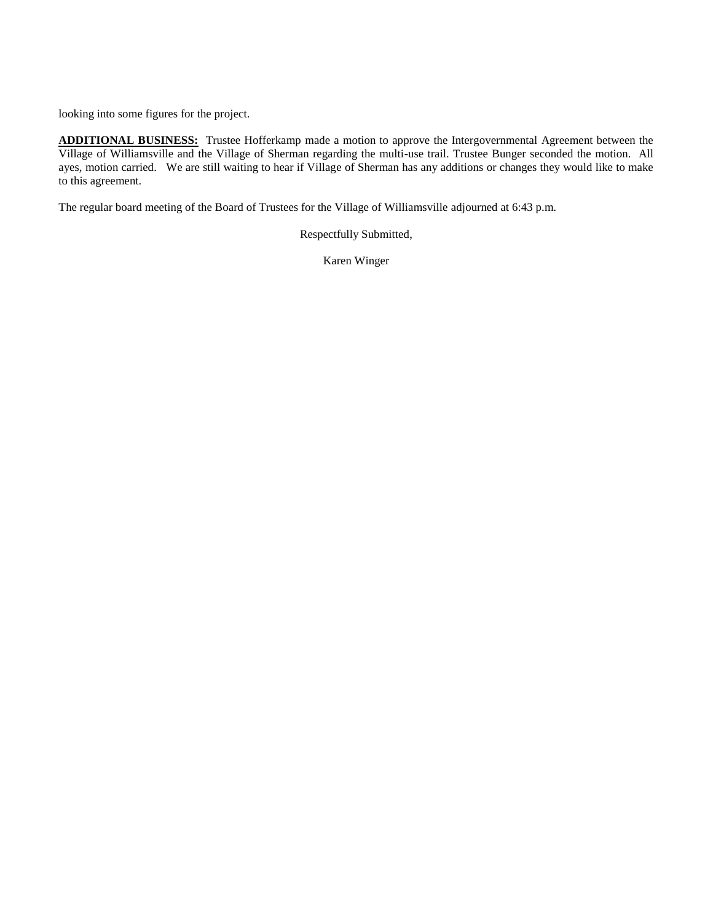looking into some figures for the project.

**ADDITIONAL BUSINESS:** Trustee Hofferkamp made a motion to approve the Intergovernmental Agreement between the Village of Williamsville and the Village of Sherman regarding the multi-use trail. Trustee Bunger seconded the motion. All ayes, motion carried. We are still waiting to hear if Village of Sherman has any additions or changes they would like to make to this agreement.

The regular board meeting of the Board of Trustees for the Village of Williamsville adjourned at 6:43 p.m.

Respectfully Submitted,

Karen Winger